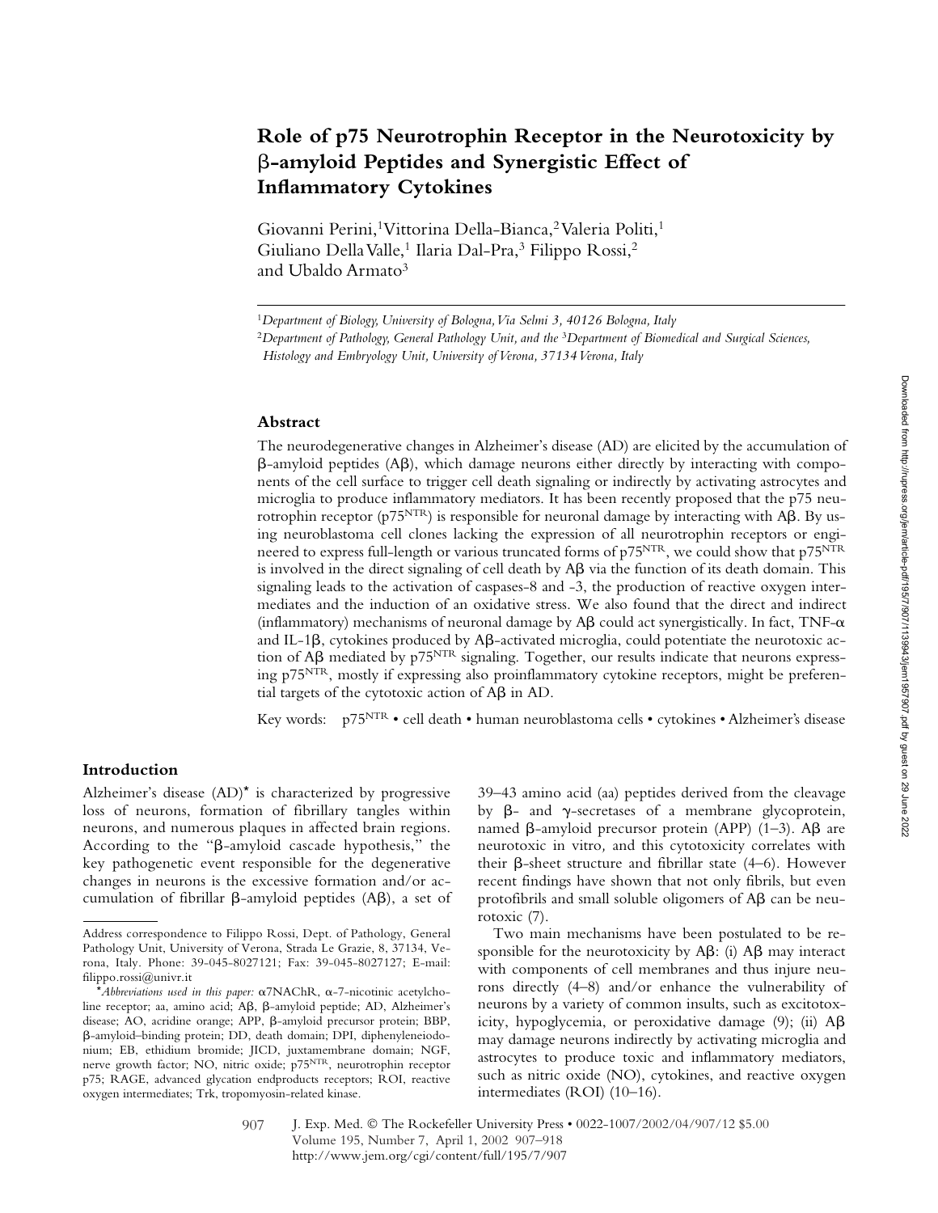# Role of p75 Neurotrophin Receptor in the Neurotoxicity by β-amyloid Peptides and Synergistic Effect of Inflammatory Cytokines

Giovanni Perini,[1] Vittorina Della-Bianca,[2] Valeria Politi,[1] Giuliano Della Valle,[1] Ilaria Dal-Pra,[3] Filippo Rossi,[2] and Ubaldo Armato[3]

[1]*Department of Biology, University of Bologna, Via Selmi 3, 40126 Bologna, Italy*

[2]*Department of Pathology, General Pathology Unit, and the* [3]*Department of Biomedical and Surgical Sciences, Histology and Embryology Unit, University of Verona, 37134 Verona, Italy*

## Abstract

The neurodegenerative changes in Alzheimer's disease (AD) are elicited by the accumulation of β-amyloid peptides (Aβ), which damage neurons either directly by interacting with components of the cell surface to trigger cell death signaling or indirectly by activating astrocytes and microglia to produce inflammatory mediators. It has been recently proposed that the p75 neurotrophin receptor ($p75^{NTR}$) is responsible for neuronal damage by interacting with Aβ. By using neuroblastoma cell clones lacking the expression of all neurotrophin receptors or engineered to express full-length or various truncated forms of $p75^{NTR}$, we could show that $p75^{NTR}$ is involved in the direct signaling of cell death by Aβ via the function of its death domain. This signaling leads to the activation of caspases-8 and -3, the production of reactive oxygen intermediates and the induction of an oxidative stress. We also found that the direct and indirect (inflammatory) mechanisms of neuronal damage by Aβ could act synergistically. In fact, TNF-α and IL-1β, cytokines produced by Aβ-activated microglia, could potentiate the neurotoxic action of Aβ mediated by $p75^{NTR}$ signaling. Together, our results indicate that neurons expressing $p75^{NTR}$, mostly if expressing also proinflammatory cytokine receptors, might be preferential targets of the cytotoxic action of Aβ in AD.

Key words: $p75^{NTR}$ • cell death • human neuroblastoma cells • cytokines • Alzheimer's disease

## Introduction

Alzheimer's disease (AD)* is characterized by progressive loss of neurons, formation of fibrillary tangles within neurons, and numerous plaques in affected brain regions. According to the "β-amyloid cascade hypothesis," the key pathogenetic event responsible for the degenerative changes in neurons is the excessive formation and/or accumulation of fibrillar β-amyloid peptides (Aβ), a set of 39–43 amino acid (aa) peptides derived from the cleavage by β- and γ-secretases of a membrane glycoprotein, named β-amyloid precursor protein (APP) (1–3). Aβ are neurotoxic in vitro, and this cytotoxicity correlates with their β-sheet structure and fibrillar state (4–6). However recent findings have shown that not only fibrils, but even protofibrils and small soluble oligomers of Aβ can be neurotoxic (7).

Two main mechanisms have been postulated to be responsible for the neurotoxicity by Aβ: (i) Aβ may interact with components of cell membranes and thus injure neurons directly (4–8) and/or enhance the vulnerability of neurons by a variety of common insults, such as excitotoxicity, hypoglycemia, or peroxidative damage (9); (ii) Aβ may damage neurons indirectly by activating microglia and astrocytes to produce toxic and inflammatory mediators, such as nitric oxide (NO), cytokines, and reactive oxygen intermediates (ROI) (10–16).

---

Address correspondence to Filippo Rossi, Dept. of Pathology, General Pathology Unit, University of Verona, Strada Le Grazie, 8, 37134, Verona, Italy. Phone: 39-045-8027121; Fax: 39-045-8027127; E-mail: filippo.rossi@univr.it

**Abbreviations used in this paper:* α7NAChR, α-7-nicotinic acetylcholine receptor; aa, amino acid; Aβ, β-amyloid peptide; AD, Alzheimer's disease; AO, acridine orange; APP, β-amyloid precursor protein; BBP, β-amyloid–binding protein; DD, death domain; DPI, diphenyleneiodonium; EB, ethidium bromide; JICD, juxtamembrane domain; NGF, nerve growth factor; NO, nitric oxide; $p75^{NTR}$, neurotrophin receptor p75; RAGE, advanced glycation endproducts receptors; ROI, reactive oxygen intermediates; Trk, tropomyosin-related kinase.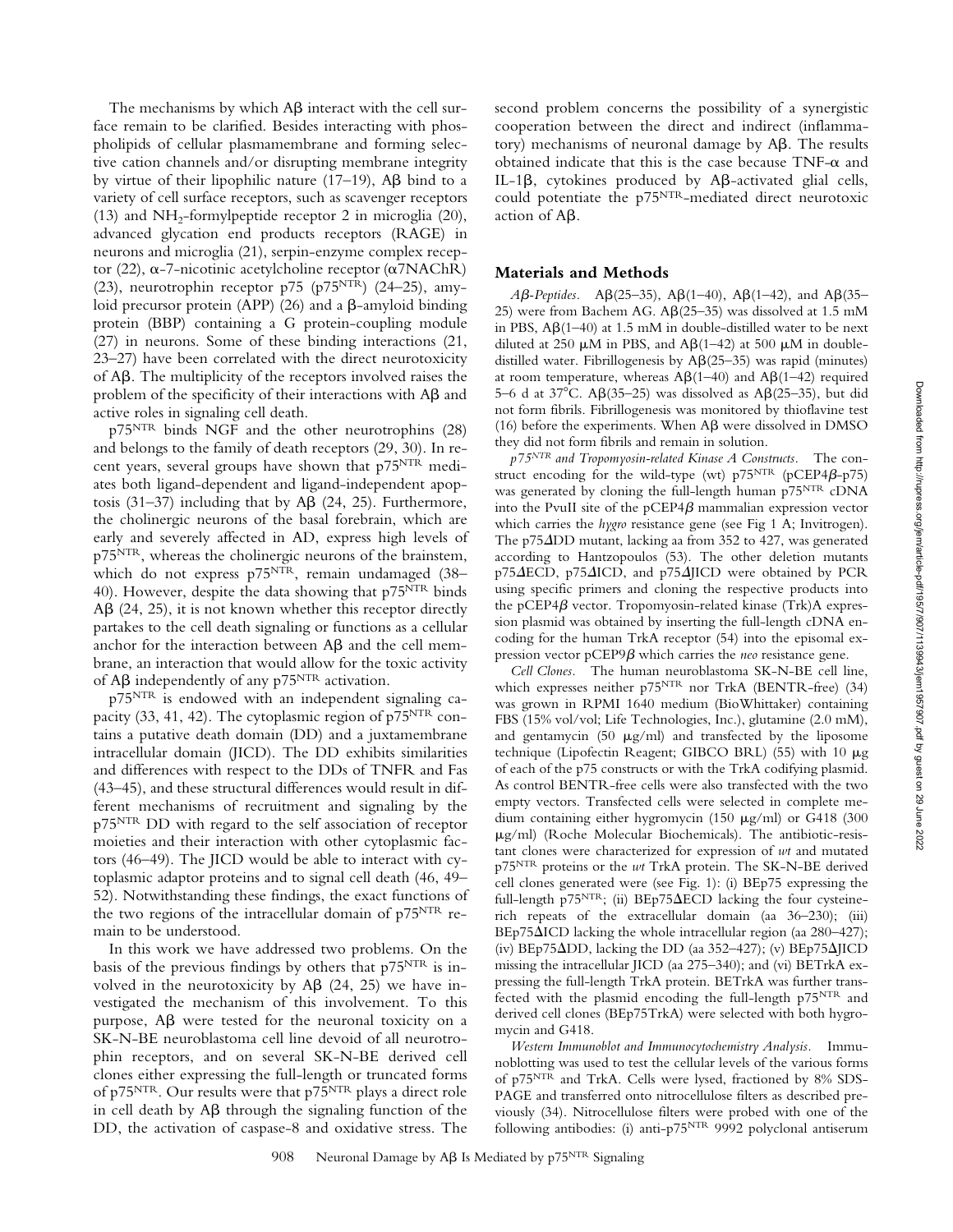The mechanisms by which Aβ interact with the cell surface remain to be clarified. Besides interacting with phospholipids of cellular plasmamembrane and forming selective cation channels and/or disrupting membrane integrity by virtue of their lipophilic nature (17–19), Aβ bind to a variety of cell surface receptors, such as scavenger receptors (13) and $NH_2$-formylpeptide receptor 2 in microglia (20), advanced glycation end products receptors (RAGE) in neurons and microglia (21), serpin-enzyme complex receptor (22), α-7-nicotinic acetylcholine receptor (α7NAChR) (23), neurotrophin receptor p75 ($p75^{NTR}$) (24–25), amyloid precursor protein (APP) (26) and a β-amyloid binding protein (BBP) containing a G protein-coupling module (27) in neurons. Some of these binding interactions (21, 23–27) have been correlated with the direct neurotoxicity of Aβ. The multiplicity of the receptors involved raises the problem of the specificity of their interactions with Aβ and active roles in signaling cell death.

$p75^{NTR}$ binds NGF and the other neurotrophins (28) and belongs to the family of death receptors (29, 30). In recent years, several groups have shown that $p75^{NTR}$ mediates both ligand-dependent and ligand-independent apoptosis (31–37) including that by Aβ (24, 25). Furthermore, the cholinergic neurons of the basal forebrain, which are early and severely affected in AD, express high levels of $p75^{NTR}$, whereas the cholinergic neurons of the brainstem, which do not express $p75^{NTR}$, remain undamaged (38–40). However, despite the data showing that $p75^{NTR}$ binds Aβ (24, 25), it is not known whether this receptor directly partakes to the cell death signaling or functions as a cellular anchor for the interaction between Aβ and the cell membrane, an interaction that would allow for the toxic activity of Aβ independently of any $p75^{NTR}$ activation.

$p75^{NTR}$ is endowed with an independent signaling capacity (33, 41, 42). The cytoplasmic region of $p75^{NTR}$ contains a putative death domain (DD) and a juxtamembrane intracellular domain (JICD). The DD exhibits similarities and differences with respect to the DDs of TNFR and Fas (43–45), and these structural differences would result in different mechanisms of recruitment and signaling by the $p75^{NTR}$ DD with regard to the self association of receptor moieties and their interaction with other cytoplasmic factors (46–49). The JICD would be able to interact with cytoplasmic adaptor proteins and to signal cell death (46, 49–52). Notwithstanding these findings, the exact functions of the two regions of the intracellular domain of $p75^{NTR}$ remain to be understood.

In this work we have addressed two problems. On the basis of the previous findings by others that $p75^{NTR}$ is involved in the neurotoxicity by Aβ (24, 25) we have investigated the mechanism of this involvement. To this purpose, Aβ were tested for the neuronal toxicity on a SK-N-BE neuroblastoma cell line devoid of all neurotrophin receptors, and on several SK-N-BE derived cell clones either expressing the full-length or truncated forms of $p75^{NTR}$. Our results were that $p75^{NTR}$ plays a direct role in cell death by Aβ through the signaling function of the DD, the activation of caspase-8 and oxidative stress. The second problem concerns the possibility of a synergistic cooperation between the direct and indirect (inflammatory) mechanisms of neuronal damage by Aβ. The results obtained indicate that this is the case because TNF-α and IL-1β, cytokines produced by Aβ-activated glial cells, could potentiate the $p75^{NTR}$-mediated direct neurotoxic action of Aβ.

## Materials and Methods

*Aβ-Peptides.* Aβ(25–35), Aβ(1–40), Aβ(1–42), and Aβ(35–25) were from Bachem AG. Aβ(25–35) was dissolved at 1.5 mM in PBS, Aβ(1–40) at 1.5 mM in double-distilled water to be next diluted at 250 μM in PBS, and Aβ(1–42) at 500 μM in double-distilled water. Fibrillogenesis by Aβ(25–35) was rapid (minutes) at room temperature, whereas Aβ(1–40) and Aβ(1–42) required 5–6 d at 37°C. Aβ(35–25) was dissolved as Aβ(25–35), but did not form fibrils. Fibrillogenesis was monitored by thioflavine test (16) before the experiments. When Aβ were dissolved in DMSO they did not form fibrils and remain in solution.

*$p75^{NTR}$ and Tropomyosin-related Kinase A Constructs.* The construct encoding for the wild-type (wt) $p75^{NTR}$ (pCEP4β-p75) was generated by cloning the full-length human $p75^{NTR}$ cDNA into the PvuII site of the pCEP4β mammalian expression vector which carries the *hygro* resistance gene (see Fig 1 A; Invitrogen). The p75ΔDD mutant, lacking aa from 352 to 427, was generated according to Hantzopoulos (53). The other deletion mutants p75ΔECD, p75ΔICD, and p75ΔJICD were obtained by PCR using specific primers and cloning the respective products into the pCEP4β vector. Tropomyosin-related kinase (Trk)A expression plasmid was obtained by inserting the full-length cDNA encoding for the human TrkA receptor (54) into the episomal expression vector pCEP9β which carries the *neo* resistance gene.

*Cell Clones.* The human neuroblastoma SK-N-BE cell line, which expresses neither $p75^{NTR}$ nor TrkA (BENTR-free) (34) was grown in RPMI 1640 medium (BioWhittaker) containing FBS (15% vol/vol; Life Technologies, Inc.), glutamine (2.0 mM), and gentamycin (50 μg/ml) and transfected by the liposome technique (Lipofectin Reagent; GIBCO BRL) (55) with 10 μg of each of the p75 constructs or with the TrkA codifying plasmid. As control BENTR-free cells were also transfected with the two empty vectors. Transfected cells were selected in complete medium containing either hygromycin (150 μg/ml) or G418 (300 μg/ml) (Roche Molecular Biochemicals). The antibiotic-resistant clones were characterized for expression of *wt* and mutated $p75^{NTR}$ proteins or the *wt* TrkA protein. The SK-N-BE derived cell clones generated were (see Fig. 1): (i) BEp75 expressing the full-length $p75^{NTR}$; (ii) BEp75ΔECD lacking the four cysteine-rich repeats of the extracellular domain (aa 36–230); (iii) BEp75ΔICD lacking the whole intracellular region (aa 280–427); (iv) BEp75ΔDD, lacking the DD (aa 352–427); (v) BEp75ΔJICD missing the intracellular JICD (aa 275–340); and (vi) BETrkA expressing the full-length TrkA protein. BETrkA was further transfected with the plasmid encoding the full-length $p75^{NTR}$ and derived cell clones (BEp75TrkA) were selected with both hygromycin and G418.

*Western Immunoblot and Immunocytochemistry Analysis.* Immunoblotting was used to test the cellular levels of the various forms of $p75^{NTR}$ and TrkA. Cells were lysed, fractioned by 8% SDS-PAGE and transferred onto nitrocellulose filters as described previously (34). Nitrocellulose filters were probed with one of the following antibodies: (i) anti-$p75^{NTR}$ 9992 polyclonal antiserum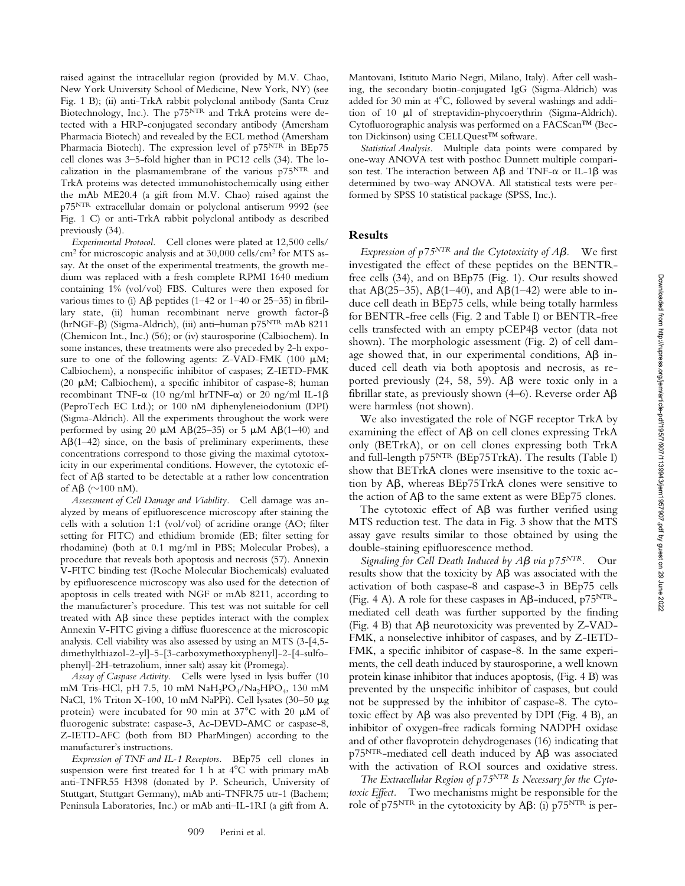raised against the intracellular region (provided by M.V. Chao, New York University School of Medicine, New York, NY) (see Fig. 1 B); (ii) anti-TrkA rabbit polyclonal antibody (Santa Cruz Biotechnology, Inc.). The p75$^{NTR}$ and TrkA proteins were detected with a HRP-conjugated secondary antibody (Amersham Pharmacia Biotech) and revealed by the ECL method (Amersham Pharmacia Biotech). The expression level of p75$^{NTR}$ in BEp75 cell clones was 3–5-fold higher than in PC12 cells (34). The localization in the plasmamembrane of the various p75$^{NTR}$ and TrkA proteins was detected immunohistochemically using either the mAb ME20.4 (a gift from M.V. Chao) raised against the p75$^{NTR}$ extracellular domain or polyclonal antiserum 9992 (see Fig. 1 C) or anti-TrkA rabbit polyclonal antibody as described previously (34).

*Experimental Protocol.* Cell clones were plated at 12,500 cells/cm$^2$ for microscopic analysis and at 30,000 cells/cm$^2$ for MTS assay. At the onset of the experimental treatments, the growth medium was replaced with a fresh complete RPMI 1640 medium containing 1% (vol/vol) FBS. Cultures were then exposed for various times to (i) Aβ peptides (1–42 or 1–40 or 25–35) in fibrillary state, (ii) human recombinant nerve growth factor-β (hrNGF-β) (Sigma-Aldrich), (iii) anti–human p75$^{NTR}$ mAb 8211 (Chemicon Int., Inc.) (56); or (iv) staurosporine (Calbiochem). In some instances, these treatments were also preceded by 2-h exposure to one of the following agents: Z-VAD-FMK (100 μM; Calbiochem), a nonspecific inhibitor of caspases; Z-IETD-FMK (20 μM; Calbiochem), a specific inhibitor of caspase-8; human recombinant TNF-α (10 ng/ml hrTNF-α) or 20 ng/ml IL-1β (PeproTech EC Ltd.); or 100 nM diphenyleneiodonium (DPI) (Sigma-Aldrich). All the experiments throughout the work were performed by using 20 μM Aβ(25–35) or 5 μM Aβ(1–40) and Aβ(1–42) since, on the basis of preliminary experiments, these concentrations correspond to those giving the maximal cytotoxicity in our experimental conditions. However, the cytotoxic effect of Aβ started to be detectable at a rather low concentration of Aβ (∼100 nM).

*Assessment of Cell Damage and Viability.* Cell damage was analyzed by means of epifluorescence microscopy after staining the cells with a solution 1:1 (vol/vol) of acridine orange (AO; filter setting for FITC) and ethidium bromide (EB; filter setting for rhodamine) (both at 0.1 mg/ml in PBS; Molecular Probes), a procedure that reveals both apoptosis and necrosis (57). Annexin V-FITC binding test (Roche Molecular Biochemicals) evaluated by epifluorescence microscopy was also used for the detection of apoptosis in cells treated with NGF or mAb 8211, according to the manufacturer's procedure. This test was not suitable for cell treated with Aβ since these peptides interact with the complex Annexin V-FITC giving a diffuse fluorescence at the microscopic analysis. Cell viability was also assessed by using an MTS (3-[4,5-dimethylthiazol-2-yl]-5-[3-carboxymethoxyphenyl]-2-[4-sulfophenyl]-2H-tetrazolium, inner salt) assay kit (Promega).

*Assay of Caspase Activity.* Cells were lysed in lysis buffer (10 mM Tris-HCl, pH 7.5, 10 mM $NaH_2PO_4$/$Na_2HPO_4$, 130 mM NaCl, 1% Triton X-100, 10 mM NaPPi). Cell lysates (30–50 μg protein) were incubated for 90 min at 37°C with 20 μM of fluorogenic substrate: caspase-3, Ac-DEVD-AMC or caspase-8, Z-IETD-AFC (both from BD PharMingen) according to the manufacturer's instructions.

*Expression of TNF and IL-1 Receptors.* BEp75 cell clones in suspension were first treated for 1 h at 4°C with primary mAb anti-TNFR55 H398 (donated by P. Scheurich, University of Stuttgart, Stuttgart Germany), mAb anti-TNFR75 utr-1 (Bachem; Peninsula Laboratories, Inc.) or mAb anti–IL-1RI (a gift from A. Mantovani, Istituto Mario Negri, Milano, Italy). After cell washing, the secondary biotin-conjugated IgG (Sigma-Aldrich) was added for 30 min at 4°C, followed by several washings and addition of 10 μl of streptavidin-phycoerythrin (Sigma-Aldrich). Cytofluorographic analysis was performed on a FACScan™ (Becton Dickinson) using CELLQuest™ software.

*Statistical Analysis.* Multiple data points were compared by one-way ANOVA test with posthoc Dunnett multiple comparison test. The interaction between Aβ and TNF-α or IL-1β was determined by two-way ANOVA. All statistical tests were performed by SPSS 10 statistical package (SPSS, Inc.).

## Results

*Expression of p75$^{NTR}$ and the Cytotoxicity of Aβ.* We first investigated the effect of these peptides on the BENTR-free cells (34), and on BEp75 (Fig. 1). Our results showed that Aβ(25–35), Aβ(1–40), and Aβ(1–42) were able to induce cell death in BEp75 cells, while being totally harmless for BENTR-free cells (Fig. 2 and Table I) or BENTR-free cells transfected with an empty pCEP4β vector (data not shown). The morphologic assessment (Fig. 2) of cell damage showed that, in our experimental conditions, Aβ induced cell death via both apoptosis and necrosis, as reported previously (24, 58, 59). Aβ were toxic only in a fibrillar state, as previously shown (4–6). Reverse order Aβ were harmless (not shown).

We also investigated the role of NGF receptor TrkA by examining the effect of Aβ on cell clones expressing TrkA only (BETrkA), or on cell clones expressing both TrkA and full-length p75$^{NTR}$ (BEp75TrkA). The results (Table I) show that BETrkA clones were insensitive to the toxic action by Aβ, whereas BEp75TrkA clones were sensitive to the action of Aβ to the same extent as were BEp75 clones.

The cytotoxic effect of Aβ was further verified using MTS reduction test. The data in Fig. 3 show that the MTS assay gave results similar to those obtained by using the double-staining epifluorescence method.

*Signaling for Cell Death Induced by Aβ via p75$^{NTR}$.* Our results show that the toxicity by Aβ was associated with the activation of both caspase-8 and caspase-3 in BEp75 cells (Fig. 4 A). A role for these caspases in Aβ-induced, p75$^{NTR}$-mediated cell death was further supported by the finding (Fig. 4 B) that Aβ neurotoxicity was prevented by Z-VAD-FMK, a nonselective inhibitor of caspases, and by Z-IETD-FMK, a specific inhibitor of caspase-8. In the same experiments, the cell death induced by staurosporine, a well known protein kinase inhibitor that induces apoptosis, (Fig. 4 B) was prevented by the unspecific inhibitor of caspases, but could not be suppressed by the inhibitor of caspase-8. The cytotoxic effect by Aβ was also prevented by DPI (Fig. 4 B), an inhibitor of oxygen-free radicals forming NADPH oxidase and of other flavoprotein dehydrogenases (16) indicating that p75$^{NTR}$-mediated cell death induced by Aβ was associated with the activation of ROI sources and oxidative stress.

*The Extracellular Region of p75$^{NTR}$ Is Necessary for the Cytotoxic Effect.* Two mechanisms might be responsible for the role of p75$^{NTR}$ in the cytotoxicity by Aβ: (i) p75$^{NTR}$ is per-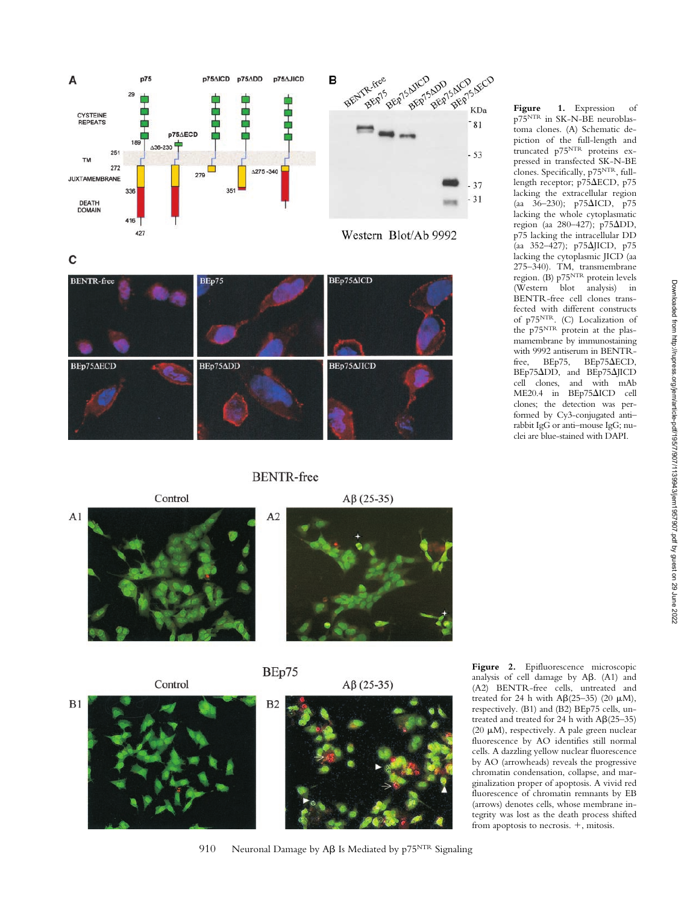**Figure 1.** Expression of $p75^{NTR}$ in SK-N-BE neuroblastoma clones. (A) Schematic depiction of the full-length and truncated $p75^{NTR}$ proteins expressed in transfected SK-N-BE clones. Specifically, $p75^{NTR}$, full-length receptor; p75ΔECD, p75 lacking the extracellular region (aa 36–230); p75ΔICD, p75 lacking the whole cytoplasmatic region (aa 280–427); p75ΔDD, p75 lacking the intracellular DD (aa 352–427); p75ΔJICD, p75 lacking the cytoplasmic JICD (aa 275–340). TM, transmembrane region. (B) $p75^{NTR}$ protein levels (Western blot analysis) in BENTR-free cell clones transfected with different constructs of $p75^{NTR}$. (C) Localization of the $p75^{NTR}$ protein at the plasmamembrane by immunostaining with 9992 antiserum in BENTR-free, BEp75, BEp75ΔECD, BEp75ΔDD, and BEp75ΔJICD cell clones, and with mAb ME20.4 in BEp75ΔICD cell clones; the detection was performed by Cy3-conjugated anti–rabbit IgG or anti–mouse IgG; nuclei are blue-stained with DAPI.

**Figure 2.** Epifluorescence microscopic analysis of cell damage by Aβ. (A1) and (A2) BENTR-free cells, untreated and treated for 24 h with Aβ(25–35) (20 μM), respectively. (B1) and (B2) BEp75 cells, untreated and treated for 24 h with Aβ(25–35) (20 μM), respectively. A pale green nuclear fluorescence by AO identifies still normal cells. A dazzling yellow nuclear fluorescence by AO (arrowheads) reveals the progressive chromatin condensation, collapse, and marginalization proper of apoptosis. A vivid red fluorescence of chromatin remnants by EB (arrows) denotes cells, whose membrane integrity was lost as the death process shifted from apoptosis to necrosis. +, mitosis.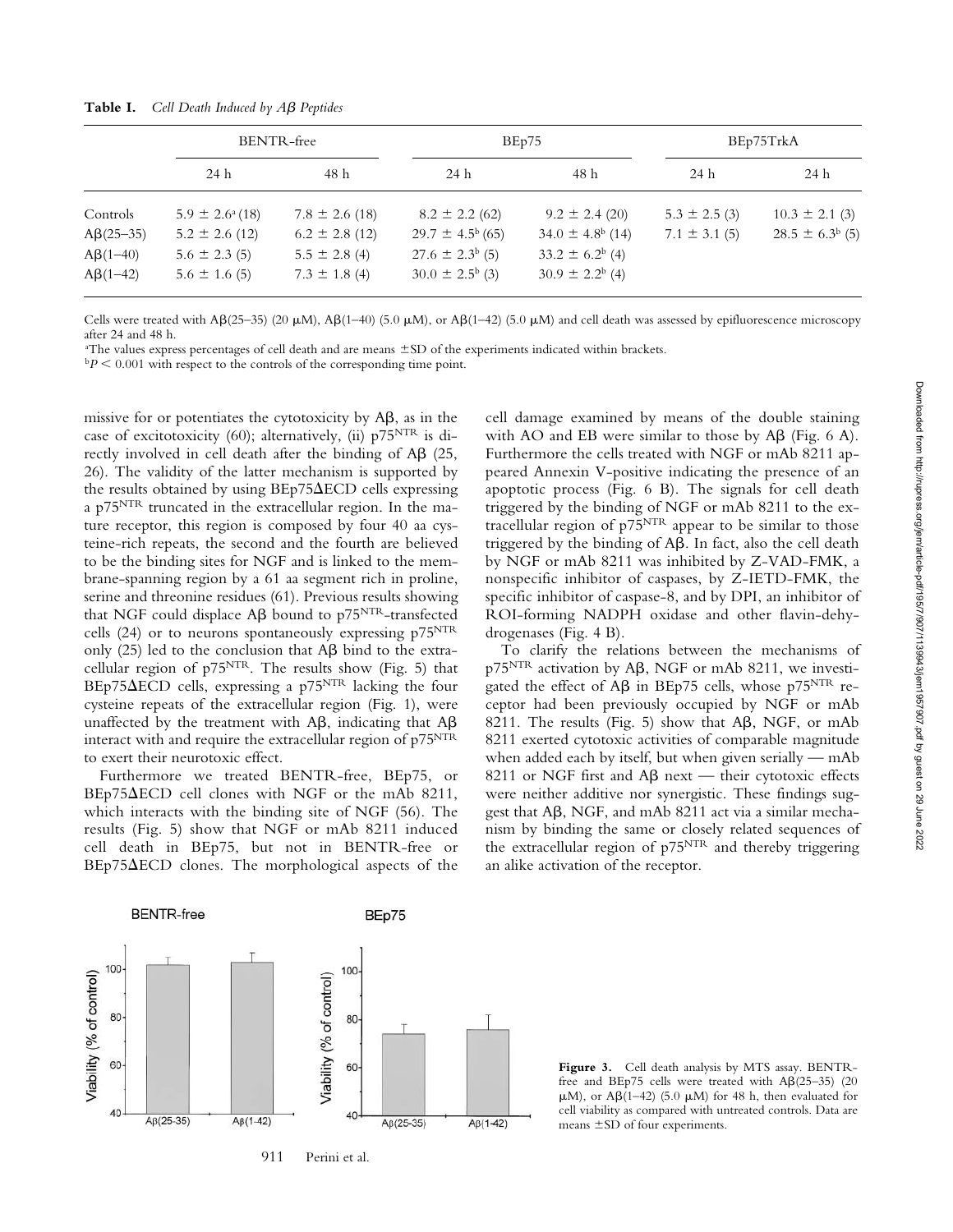**Table I.** *Cell Death Induced by Aβ Peptides*

| | BENTR-free | | BEp75 | | BEp75TrkA | |
|---|---|---|---|---|---|---|
| | 24 h | 48 h | 24 h | 48 h | 24 h | 24 h |
| Controls | 5.9 ± 2.6[a] (18) | 7.8 ± 2.6 (18) | 8.2 ± 2.2 (62) | 9.2 ± 2.4 (20) | 5.3 ± 2.5 (3) | 10.3 ± 2.1 (3) |
| Aβ(25–35) | 5.2 ± 2.6 (12) | 6.2 ± 2.8 (12) | 29.7 ± 4.5[b] (65) | 34.0 ± 4.8[b] (14) | 7.1 ± 3.1 (5) | 28.5 ± 6.3[b] (5) |
| Aβ(1–40) | 5.6 ± 2.3 (5) | 5.5 ± 2.8 (4) | 27.6 ± 2.3[b] (5) | 33.2 ± 6.2[b] (4) | | |
| Aβ(1–42) | 5.6 ± 1.6 (5) | 7.3 ± 1.8 (4) | 30.0 ± 2.5[b] (3) | 30.9 ± 2.2[b] (4) | | |

Cells were treated with Aβ(25–35) (20 μM), Aβ(1–40) (5.0 μM), or Aβ(1–42) (5.0 μM) and cell death was assessed by epifluorescence microscopy after 24 and 48 h.

[a]The values express percentages of cell death and are means ±SD of the experiments indicated within brackets.

[b]$P < 0.001$ with respect to the controls of the corresponding time point.

missive for or potentiates the cytotoxicity by Aβ, as in the case of excitotoxicity (60); alternatively, (ii) $p75^{NTR}$ is directly involved in cell death after the binding of Aβ (25, 26). The validity of the latter mechanism is supported by the results obtained by using BEp75ΔECD cells expressing a $p75^{NTR}$ truncated in the extracellular region. In the mature receptor, this region is composed by four 40 aa cysteine-rich repeats, the second and the fourth are believed to be the binding sites for NGF and is linked to the membrane-spanning region by a 61 aa segment rich in proline, serine and threonine residues (61). Previous results showing that NGF could displace Aβ bound to $p75^{NTR}$-transfected cells (24) or to neurons spontaneously expressing $p75^{NTR}$ only (25) led to the conclusion that Aβ bind to the extracellular region of $p75^{NTR}$. The results show (Fig. 5) that BEp75ΔECD cells, expressing a $p75^{NTR}$ lacking the four cysteine repeats of the extracellular region (Fig. 1), were unaffected by the treatment with Aβ, indicating that Aβ interact with and require the extracellular region of $p75^{NTR}$ to exert their neurotoxic effect.

Furthermore we treated BENTR-free, BEp75, or BEp75ΔECD cell clones with NGF or the mAb 8211, which interacts with the binding site of NGF (56). The results (Fig. 5) show that NGF or mAb 8211 induced cell death in BEp75, but not in BENTR-free or BEp75ΔECD clones. The morphological aspects of the cell damage examined by means of the double staining with AO and EB were similar to those by Aβ (Fig. 6 A). Furthermore the cells treated with NGF or mAb 8211 appeared Annexin V-positive indicating the presence of an apoptotic process (Fig. 6 B). The signals for cell death triggered by the binding of NGF or mAb 8211 to the extracellular region of $p75^{NTR}$ appear to be similar to those triggered by the binding of Aβ. In fact, also the cell death by NGF or mAb 8211 was inhibited by Z-VAD-FMK, a nonspecific inhibitor of caspases, by Z-IETD-FMK, the specific inhibitor of caspase-8, and by DPI, an inhibitor of ROI-forming NADPH oxidase and other flavin-dehydrogenases (Fig. 4 B).

To clarify the relations between the mechanisms of $p75^{NTR}$ activation by Aβ, NGF or mAb 8211, we investigated the effect of Aβ in BEp75 cells, whose $p75^{NTR}$ receptor had been previously occupied by NGF or mAb 8211. The results (Fig. 5) show that Aβ, NGF, or mAb 8211 exerted cytotoxic activities of comparable magnitude when added each by itself, but when given serially — mAb 8211 or NGF first and Aβ next — their cytotoxic effects were neither additive nor synergistic. These findings suggest that Aβ, NGF, and mAb 8211 act via a similar mechanism by binding the same or closely related sequences of the extracellular region of $p75^{NTR}$ and thereby triggering an alike activation of the receptor.

**Figure 3.** Cell death analysis by MTS assay. BENTR-free and BEp75 cells were treated with Aβ(25–35) (20 μM), or Aβ(1–42) (5.0 μM) for 48 h, then evaluated for cell viability as compared with untreated controls. Data are means ±SD of four experiments.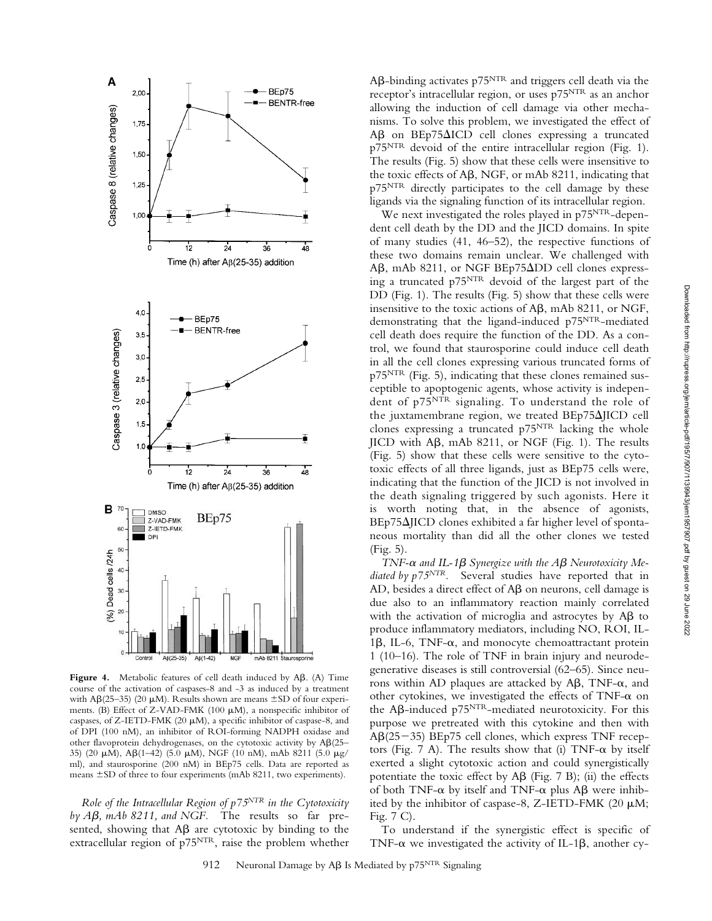**Figure 4.** Metabolic features of cell death induced by Aβ. (A) Time course of the activation of caspases-8 and -3 as induced by a treatment with Aβ(25–35) (20 μM). Results shown are means ±SD of four experiments. (B) Effect of Z-VAD-FMK (100 μM), a nonspecific inhibitor of caspases, of Z-IETD-FMK (20 μM), a specific inhibitor of caspase-8, and of DPI (100 nM), an inhibitor of ROI-forming NADPH oxidase and other flavoprotein dehydrogenases, on the cytotoxic activity by Aβ(25–35) (20 μM), Aβ(1–42) (5.0 μM), NGF (10 nM), mAb 8211 (5.0 μg/ml), and staurosporine (200 nM) in BEp75 cells. Data are reported as means ±SD of three to four experiments (mAb 8211, two experiments).

*Role of the Intracellular Region of p75$^{NTR}$ in the Cytotoxicity by Aβ, mAb 8211, and NGF.* The results so far presented, showing that Aβ are cytotoxic by binding to the extracellular region of p75$^{NTR}$, raise the problem whether Aβ-binding activates p75$^{NTR}$ and triggers cell death via the receptor's intracellular region, or uses p75$^{NTR}$ as an anchor allowing the induction of cell damage via other mechanisms. To solve this problem, we investigated the effect of Aβ on BEp75ΔICD cell clones expressing a truncated p75$^{NTR}$ devoid of the entire intracellular region (Fig. 1). The results (Fig. 5) show that these cells were insensitive to the toxic effects of Aβ, NGF, or mAb 8211, indicating that p75$^{NTR}$ directly participates to the cell damage by these ligands via the signaling function of its intracellular region.

We next investigated the roles played in p75$^{NTR}$-dependent cell death by the DD and the JICD domains. In spite of many studies (41, 46–52), the respective functions of these two domains remain unclear. We challenged with Aβ, mAb 8211, or NGF BEp75ΔDD cell clones expressing a truncated p75$^{NTR}$ devoid of the largest part of the DD (Fig. 1). The results (Fig. 5) show that these cells were insensitive to the toxic actions of Aβ, mAb 8211, or NGF, demonstrating that the ligand-induced p75$^{NTR}$-mediated cell death does require the function of the DD. As a control, we found that staurosporine could induce cell death in all the cell clones expressing various truncated forms of p75$^{NTR}$ (Fig. 5), indicating that these clones remained susceptible to apoptogenic agents, whose activity is independent of p75$^{NTR}$ signaling. To understand the role of the juxtamembrane region, we treated BEp75ΔJICD cell clones expressing a truncated p75$^{NTR}$ lacking the whole JICD with Aβ, mAb 8211, or NGF (Fig. 1). The results (Fig. 5) show that these cells were sensitive to the cytotoxic effects of all three ligands, just as BEp75 cells were, indicating that the function of the JICD is not involved in the death signaling triggered by such agonists. Here it is worth noting that, in the absence of agonists, BEp75ΔJICD clones exhibited a far higher level of spontaneous mortality than did all the other clones we tested (Fig. 5).

*TNF-α and IL-1β Synergize with the Aβ Neurotoxicity Mediated by p75$^{NTR}$.* Several studies have reported that in AD, besides a direct effect of Aβ on neurons, cell damage is due also to an inflammatory reaction mainly correlated with the activation of microglia and astrocytes by Aβ to produce inflammatory mediators, including NO, ROI, IL-1β, IL-6, TNF-α, and monocyte chemoattractant protein 1 (10–16). The role of TNF in brain injury and neurodegenerative diseases is still controversial (62–65). Since neurons within AD plaques are attacked by Aβ, TNF-α, and other cytokines, we investigated the effects of TNF-α on the Aβ-induced p75$^{NTR}$-mediated neurotoxicity. For this purpose we pretreated with this cytokine and then with Aβ(25−35) BEp75 cell clones, which express TNF receptors (Fig. 7 A). The results show that (i) TNF-α by itself exerted a slight cytotoxic action and could synergistically potentiate the toxic effect by Aβ (Fig. 7 B); (ii) the effects of both TNF-α by itself and TNF-α plus Aβ were inhibited by the inhibitor of caspase-8, Z-IETD-FMK (20 μM; Fig. 7 C).

To understand if the synergistic effect is specific of TNF-α we investigated the activity of IL-1β, another cy-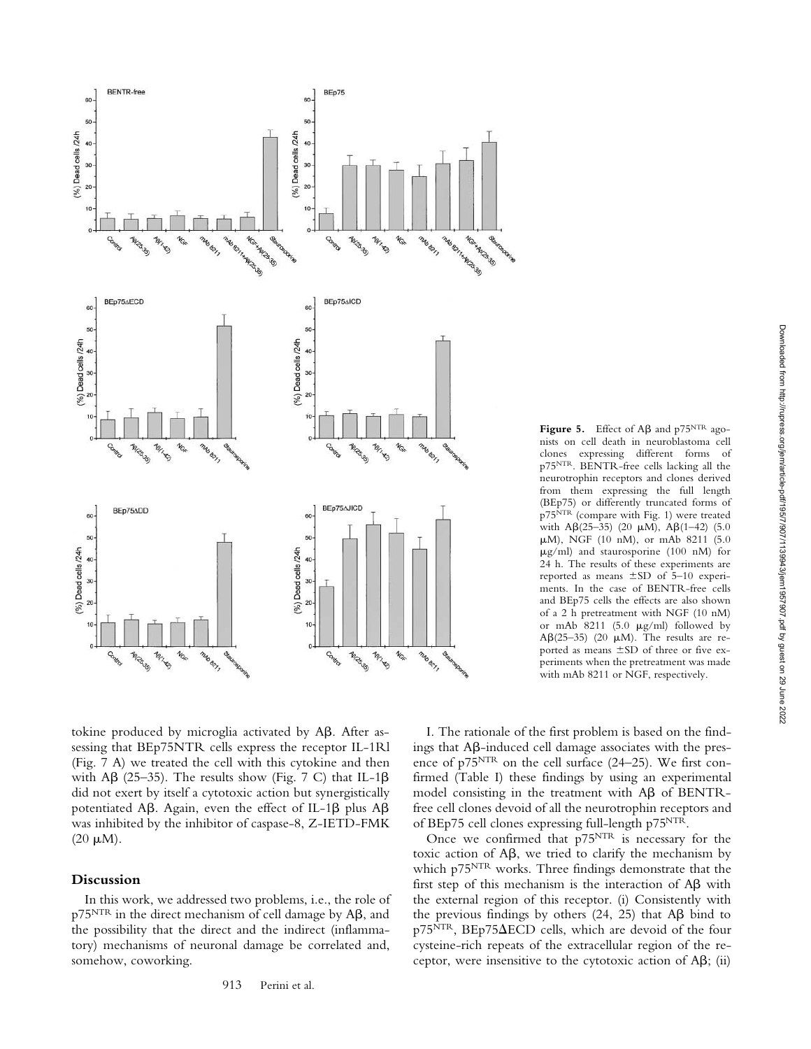**Figure 5.** Effect of Aβ and $p75^{NTR}$ agonists on cell death in neuroblastoma cell clones expressing different forms of $p75^{NTR}$. BENTR-free cells lacking all the neurotrophin receptors and clones derived from them expressing the full length (BEp75) or differently truncated forms of $p75^{NTR}$ (compare with Fig. 1) were treated with Aβ(25–35) (20 μM), Aβ(1–42) (5.0 μM), NGF (10 nM), or mAb 8211 (5.0 μg/ml) and staurosporine (100 nM) for 24 h. The results of these experiments are reported as means ±SD of 5–10 experiments. In the case of BENTR-free cells and BEp75 cells the effects are also shown of a 2 h pretreatment with NGF (10 nM) or mAb 8211 (5.0 μg/ml) followed by Aβ(25–35) (20 μM). The results are reported as means ±SD of three or five experiments when the pretreatment was made with mAb 8211 or NGF, respectively.

tokine produced by microglia activated by Aβ. After assessing that BEp75NTR cells express the receptor IL-1Rl (Fig. 7 A) we treated the cell with this cytokine and then with Aβ (25–35). The results show (Fig. 7 C) that IL-1β did not exert by itself a cytotoxic action but synergistically potentiated Aβ. Again, even the effect of IL-1β plus Aβ was inhibited by the inhibitor of caspase-8, Z-IETD-FMK (20 μM).

## Discussion

In this work, we addressed two problems, i.e., the role of $p75^{NTR}$ in the direct mechanism of cell damage by Aβ, and the possibility that the direct and the indirect (inflammatory) mechanisms of neuronal damage be correlated and, somehow, coworking.

I. The rationale of the first problem is based on the findings that Aβ-induced cell damage associates with the presence of $p75^{NTR}$ on the cell surface (24–25). We first confirmed (Table I) these findings by using an experimental model consisting in the treatment with Aβ of BENTR-free cell clones devoid of all the neurotrophin receptors and of BEp75 cell clones expressing full-length $p75^{NTR}$.

Once we confirmed that $p75^{NTR}$ is necessary for the toxic action of Aβ, we tried to clarify the mechanism by which $p75^{NTR}$ works. Three findings demonstrate that the first step of this mechanism is the interaction of Aβ with the external region of this receptor. (i) Consistently with the previous findings by others (24, 25) that Aβ bind to $p75^{NTR}$, BEp75ΔECD cells, which are devoid of the four cysteine-rich repeats of the extracellular region of the receptor, were insensitive to the cytotoxic action of Aβ; (ii)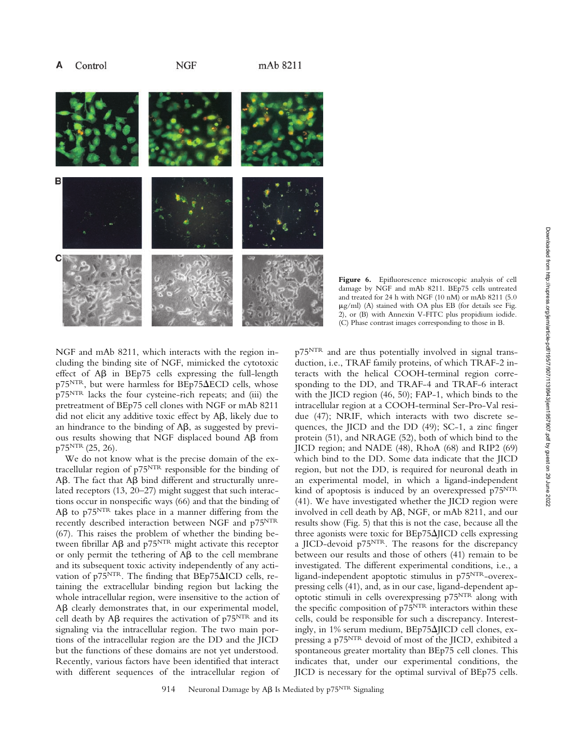A Control NGF mAb 8211

B

C

**Figure 6.** Epifluorescence microscopic analysis of cell damage by NGF and mAb 8211. BEp75 cells untreated and treated for 24 h with NGF (10 nM) or mAb 8211 (5.0 μg/ml) (A) stained with OA plus EB (for details see Fig. 2), or (B) with Annexin V-FITC plus propidium iodide. (C) Phase contrast images corresponding to those in B.

NGF and mAb 8211, which interacts with the region including the binding site of NGF, mimicked the cytotoxic effect of Aβ in BEp75 cells expressing the full-length $p75^{NTR}$, but were harmless for BEp75ΔECD cells, whose $p75^{NTR}$ lacks the four cysteine-rich repeats; and (iii) the pretreatment of BEp75 cell clones with NGF or mAb 8211 did not elicit any additive toxic effect by Aβ, likely due to an hindrance to the binding of Aβ, as suggested by previous results showing that NGF displaced bound Aβ from $p75^{NTR}$ (25, 26).

We do not know what is the precise domain of the extracellular region of $p75^{NTR}$ responsible for the binding of Aβ. The fact that Aβ bind different and structurally unrelated receptors (13, 20–27) might suggest that such interactions occur in nonspecific ways (66) and that the binding of Aβ to $p75^{NTR}$ takes place in a manner differing from the recently described interaction between NGF and $p75^{NTR}$ (67). This raises the problem of whether the binding between fibrillar Aβ and $p75^{NTR}$ might activate this receptor or only permit the tethering of Aβ to the cell membrane and its subsequent toxic activity independently of any activation of $p75^{NTR}$. The finding that BEp75ΔICD cells, retaining the extracellular binding region but lacking the whole intracellular region, were insensitive to the action of Aβ clearly demonstrates that, in our experimental model, cell death by Aβ requires the activation of $p75^{NTR}$ and its signaling via the intracellular region. The two main portions of the intracellular region are the DD and the JICD but the functions of these domains are not yet understood. Recently, various factors have been identified that interact with different sequences of the intracellular region of $p75^{NTR}$ and are thus potentially involved in signal transduction, i.e., TRAF family proteins, of which TRAF-2 interacts with the helical COOH-terminal region corresponding to the DD, and TRAF-4 and TRAF-6 interact with the JICD region (46, 50); FAP-1, which binds to the intracellular region at a COOH-terminal Ser-Pro-Val residue (47); NRIF, which interacts with two discrete sequences, the JICD and the DD (49); SC-1, a zinc finger protein (51), and NRAGE (52), both of which bind to the JICD region; and NADE (48), RhoA (68) and RIP2 (69) which bind to the DD. Some data indicate that the JICD region, but not the DD, is required for neuronal death in an experimental model, in which a ligand-independent kind of apoptosis is induced by an overexpressed $p75^{NTR}$ (41). We have investigated whether the JICD region were involved in cell death by Aβ, NGF, or mAb 8211, and our results show (Fig. 5) that this is not the case, because all the three agonists were toxic for BEp75ΔJICD cells expressing a JICD-devoid $p75^{NTR}$. The reasons for the discrepancy between our results and those of others (41) remain to be investigated. The different experimental conditions, i.e., a ligand-independent apoptotic stimulus in $p75^{NTR}$-overexpressing cells (41), and, as in our case, ligand-dependent apoptotic stimuli in cells overexpressing $p75^{NTR}$ along with the specific composition of $p75^{NTR}$ interactors within these cells, could be responsible for such a discrepancy. Interestingly, in 1% serum medium, BEp75ΔJICD cell clones, expressing a $p75^{NTR}$ devoid of most of the JICD, exhibited a spontaneous greater mortality than BEp75 cell clones. This indicates that, under our experimental conditions, the JICD is necessary for the optimal survival of BEp75 cells.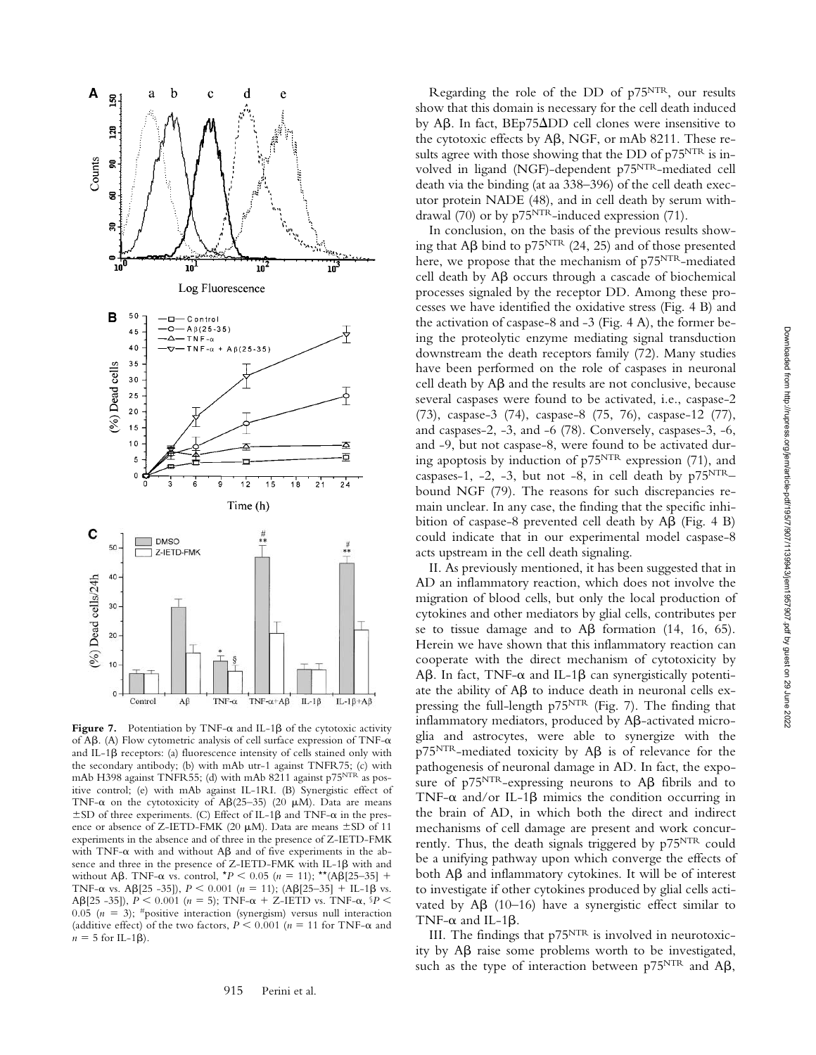**Figure 7.** Potentiation by TNF-α and IL-1β of the cytotoxic activity of Aβ. (A) Flow cytometric analysis of cell surface expression of TNF-α and IL-1β receptors: (a) fluorescence intensity of cells stained only with the secondary antibody; (b) with mAb utr-1 against TNFR75; (c) with mAb H398 against TNFR55; (d) with mAb 8211 against $p75^{NTR}$ as positive control; (e) with mAb against IL-1RI. (B) Synergistic effect of TNF-α on the cytotoxicity of Aβ(25–35) (20 μM). Data are means ±SD of three experiments. (C) Effect of IL-1β and TNF-α in the presence or absence of Z-IETD-FMK (20 μM). Data are means ±SD of 11 experiments in the absence and of three in the presence of Z-IETD-FMK with TNF-α with and without Aβ and of five experiments in the absence and three in the presence of Z-IETD-FMK with IL-1β with and without Aβ. TNF-α vs. control, *$P < 0.05$ ($n = 11$); **(Aβ[25–35] + TNF-α vs. Aβ[25 -35]), $P < 0.001$ ($n = 11$); (Aβ[25–35] + IL-1β vs. Aβ[25 -35]), $P < 0.001$ ($n = 5$); TNF-α + Z-IETD vs. TNF-α, §$P < 0.05$ ($n = 3$); #positive interaction (synergism) versus null interaction (additive effect) of the two factors, $P < 0.001$ ($n = 11$ for TNF-α and $n = 5$ for IL-1β).

Regarding the role of the DD of $p75^{NTR}$, our results show that this domain is necessary for the cell death induced by Aβ. In fact, BEp75ΔDD cell clones were insensitive to the cytotoxic effects by Aβ, NGF, or mAb 8211. These results agree with those showing that the DD of $p75^{NTR}$ is involved in ligand (NGF)-dependent $p75^{NTR}$-mediated cell death via the binding (at aa 338–396) of the cell death executor protein NADE (48), and in cell death by serum withdrawal (70) or by $p75^{NTR}$-induced expression (71).

In conclusion, on the basis of the previous results showing that Aβ bind to $p75^{NTR}$ (24, 25) and of those presented here, we propose that the mechanism of $p75^{NTR}$-mediated cell death by Aβ occurs through a cascade of biochemical processes signaled by the receptor DD. Among these processes we have identified the oxidative stress (Fig. 4 B) and the activation of caspase-8 and -3 (Fig. 4 A), the former being the proteolytic enzyme mediating signal transduction downstream the death receptors family (72). Many studies have been performed on the role of caspases in neuronal cell death by Aβ and the results are not conclusive, because several caspases were found to be activated, i.e., caspase-2 (73), caspase-3 (74), caspase-8 (75, 76), caspase-12 (77), and caspases-2, -3, and -6 (78). Conversely, caspases-3, -6, and -9, but not caspase-8, were found to be activated during apoptosis by induction of $p75^{NTR}$ expression (71), and caspases-1, -2, -3, but not -8, in cell death by $p75^{NTR}$–bound NGF (79). The reasons for such discrepancies remain unclear. In any case, the finding that the specific inhibition of caspase-8 prevented cell death by Aβ (Fig. 4 B) could indicate that in our experimental model caspase-8 acts upstream in the cell death signaling.

II. As previously mentioned, it has been suggested that in AD an inflammatory reaction, which does not involve the migration of blood cells, but only the local production of cytokines and other mediators by glial cells, contributes per se to tissue damage and to Aβ formation (14, 16, 65). Herein we have shown that this inflammatory reaction can cooperate with the direct mechanism of cytotoxicity by Aβ. In fact, TNF-α and IL-1β can synergistically potentiate the ability of Aβ to induce death in neuronal cells expressing the full-length $p75^{NTR}$ (Fig. 7). The finding that inflammatory mediators, produced by Aβ-activated microglia and astrocytes, were able to synergize with the $p75^{NTR}$-mediated toxicity by Aβ is of relevance for the pathogenesis of neuronal damage in AD. In fact, the exposure of $p75^{NTR}$-expressing neurons to Aβ fibrils and to TNF-α and/or IL-1β mimics the condition occurring in the brain of AD, in which both the direct and indirect mechanisms of cell damage are present and work concurrently. Thus, the death signals triggered by $p75^{NTR}$ could be a unifying pathway upon which converge the effects of both Aβ and inflammatory cytokines. It will be of interest to investigate if other cytokines produced by glial cells activated by Aβ (10–16) have a synergistic effect similar to TNF-α and IL-1β.

III. The findings that $p75^{NTR}$ is involved in neurotoxicity by Aβ raise some problems worth to be investigated, such as the type of interaction between $p75^{NTR}$ and Aβ,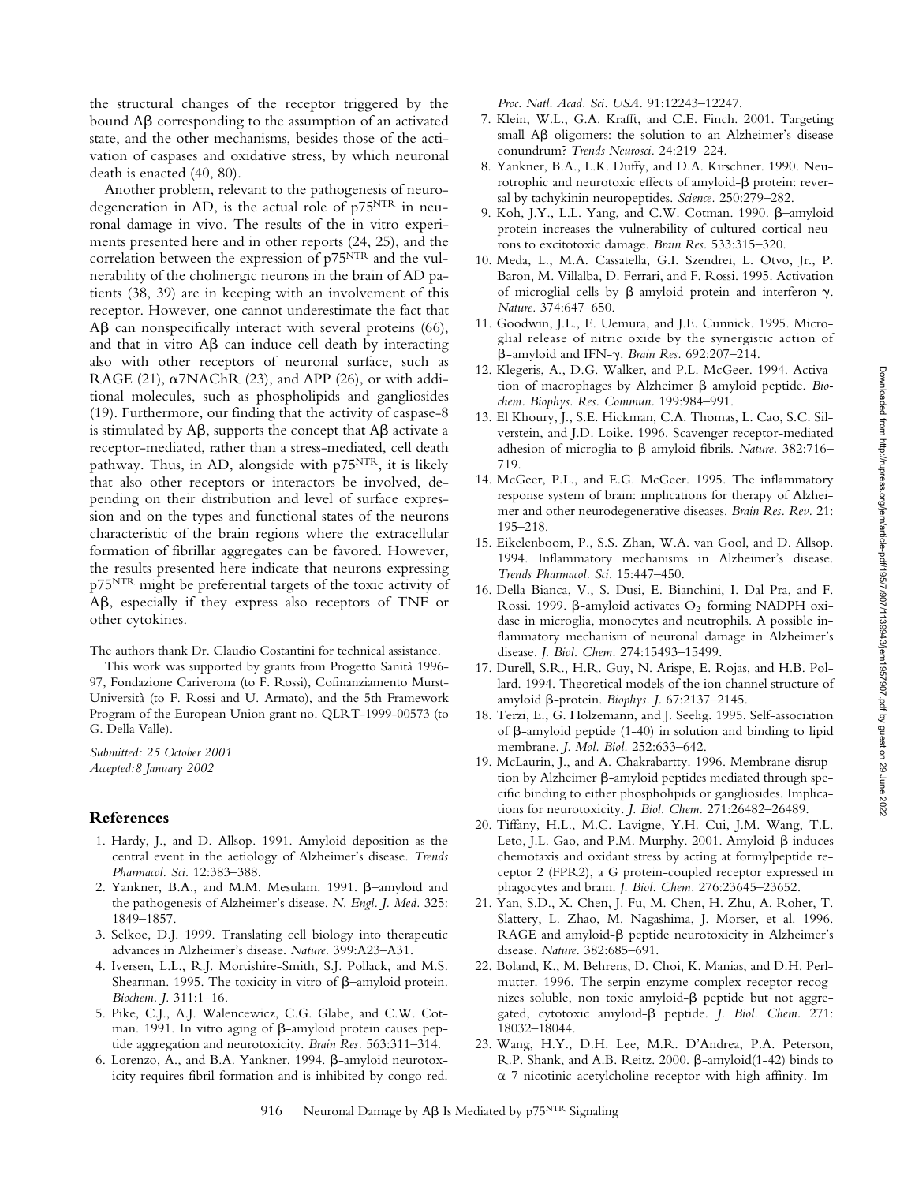the structural changes of the receptor triggered by the bound Aβ corresponding to the assumption of an activated state, and the other mechanisms, besides those of the activation of caspases and oxidative stress, by which neuronal death is enacted (40, 80).

Another problem, relevant to the pathogenesis of neurodegeneration in AD, is the actual role of $p75^{NTR}$ in neuronal damage in vivo. The results of the in vitro experiments presented here and in other reports (24, 25), and the correlation between the expression of $p75^{NTR}$ and the vulnerability of the cholinergic neurons in the brain of AD patients (38, 39) are in keeping with an involvement of this receptor. However, one cannot underestimate the fact that Aβ can nonspecifically interact with several proteins (66), and that in vitro Aβ can induce cell death by interacting also with other receptors of neuronal surface, such as RAGE (21), α7NAChR (23), and APP (26), or with additional molecules, such as phospholipids and gangliosides (19). Furthermore, our finding that the activity of caspase-8 is stimulated by Aβ, supports the concept that Aβ activate a receptor-mediated, rather than a stress-mediated, cell death pathway. Thus, in AD, alongside with $p75^{NTR}$, it is likely that also other receptors or interactors be involved, depending on their distribution and level of surface expression and on the types and functional states of the neurons characteristic of the brain regions where the extracellular formation of fibrillar aggregates can be favored. However, the results presented here indicate that neurons expressing $p75^{NTR}$ might be preferential targets of the toxic activity of Aβ, especially if they express also receptors of TNF or other cytokines.

The authors thank Dr. Claudio Costantini for technical assistance.

This work was supported by grants from Progetto Sanità 1996-97, Fondazione Cariverona (to F. Rossi), Cofinanziamento Murst-Università (to F. Rossi and U. Armato), and the 5th Framework Program of the European Union grant no. QLRT-1999-00573 (to G. Della Valle).

*Submitted: 25 October 2001*
*Accepted: 8 January 2002*

## References

1. Hardy, J., and D. Allsop. 1991. Amyloid deposition as the central event in the aetiology of Alzheimer's disease. *Trends Pharmacol. Sci.* 12:383–388.
2. Yankner, B.A., and M.M. Mesulam. 1991. β–amyloid and the pathogenesis of Alzheimer's disease. *N. Engl. J. Med.* 325: 1849–1857.
3. Selkoe, D.J. 1999. Translating cell biology into therapeutic advances in Alzheimer's disease. *Nature.* 399:A23–A31.
4. Iversen, L.L., R.J. Mortishire-Smith, S.J. Pollack, and M.S. Shearman. 1995. The toxicity in vitro of β–amyloid protein. *Biochem. J.* 311:1–16.
5. Pike, C.J., A.J. Walencewicz, C.G. Glabe, and C.W. Cotman. 1991. In vitro aging of β-amyloid protein causes peptide aggregation and neurotoxicity. *Brain Res.* 563:311–314.
6. Lorenzo, A., and B.A. Yankner. 1994. β-amyloid neurotoxicity requires fibril formation and is inhibited by congo red. *Proc. Natl. Acad. Sci. USA.* 91:12243–12247.
7. Klein, W.L., G.A. Krafft, and C.E. Finch. 2001. Targeting small Aβ oligomers: the solution to an Alzheimer's disease conundrum? *Trends Neurosci.* 24:219–224.
8. Yankner, B.A., L.K. Duffy, and D.A. Kirschner. 1990. Neurotrophic and neurotoxic effects of amyloid-β protein: reversal by tachykinin neuropeptides. *Science.* 250:279–282.
9. Koh, J.Y., L.L. Yang, and C.W. Cotman. 1990. β–amyloid protein increases the vulnerability of cultured cortical neurons to excitotoxic damage. *Brain Res.* 533:315–320.
10. Meda, L., M.A. Cassatella, G.I. Szendrei, L. Otvo, Jr., P. Baron, M. Villalba, D. Ferrari, and F. Rossi. 1995. Activation of microglial cells by β-amyloid protein and interferon-γ. *Nature.* 374:647–650.
11. Goodwin, J.L., E. Uemura, and J.E. Cunnick. 1995. Microglial release of nitric oxide by the synergistic action of β-amyloid and IFN-γ. *Brain Res.* 692:207–214.
12. Klegeris, A., D.G. Walker, and P.L. McGeer. 1994. Activation of macrophages by Alzheimer β amyloid peptide. *Biochem. Biophys. Res. Commun.* 199:984–991.
13. El Khoury, J., S.E. Hickman, C.A. Thomas, L. Cao, S.C. Silverstein, and J.D. Loike. 1996. Scavenger receptor-mediated adhesion of microglia to β-amyloid fibrils. *Nature.* 382:716–719.
14. McGeer, P.L., and E.G. McGeer. 1995. The inflammatory response system of brain: implications for therapy of Alzheimer and other neurodegenerative diseases. *Brain Res. Rev.* 21: 195–218.
15. Eikelenboom, P., S.S. Zhan, W.A. van Gool, and D. Allsop. 1994. Inflammatory mechanisms in Alzheimer's disease. *Trends Pharmacol. Sci.* 15:447–450.
16. Della Bianca, V., S. Dusi, E. Bianchini, I. Dal Pra, and F. Rossi. 1999. β-amyloid activates $O_2$–forming NADPH oxidase in microglia, monocytes and neutrophils. A possible inflammatory mechanism of neuronal damage in Alzheimer's disease. *J. Biol. Chem.* 274:15493–15499.
17. Durell, S.R., H.R. Guy, N. Arispe, E. Rojas, and H.B. Pollard. 1994. Theoretical models of the ion channel structure of amyloid β-protein. *Biophys. J.* 67:2137–2145.
18. Terzi, E., G. Holzemann, and J. Seelig. 1995. Self-association of β-amyloid peptide (1-40) in solution and binding to lipid membrane. *J. Mol. Biol.* 252:633–642.
19. McLaurin, J., and A. Chakrabartty. 1996. Membrane disruption by Alzheimer β-amyloid peptides mediated through specific binding to either phospholipids or gangliosides. Implications for neurotoxicity. *J. Biol. Chem.* 271:26482–26489.
20. Tiffany, H.L., M.C. Lavigne, Y.H. Cui, J.M. Wang, T.L. Leto, J.L. Gao, and P.M. Murphy. 2001. Amyloid-β induces chemotaxis and oxidant stress by acting at formylpeptide receptor 2 (FPR2), a G protein-coupled receptor expressed in phagocytes and brain. *J. Biol. Chem.* 276:23645–23652.
21. Yan, S.D., X. Chen, J. Fu, M. Chen, H. Zhu, A. Roher, T. Slattery, L. Zhao, M. Nagashima, J. Morser, et al. 1996. RAGE and amyloid-β peptide neurotoxicity in Alzheimer's disease. *Nature.* 382:685–691.
22. Boland, K., M. Behrens, D. Choi, K. Manias, and D.H. Perlmutter. 1996. The serpin-enzyme complex receptor recognizes soluble, non toxic amyloid-β peptide but not aggregated, cytotoxic amyloid-β peptide. *J. Biol. Chem.* 271: 18032–18044.
23. Wang, H.Y., D.H. Lee, M.R. D'Andrea, P.A. Peterson, R.P. Shank, and A.B. Reitz. 2000. β-amyloid(1-42) binds to α-7 nicotinic acetylcholine receptor with high affinity. Im-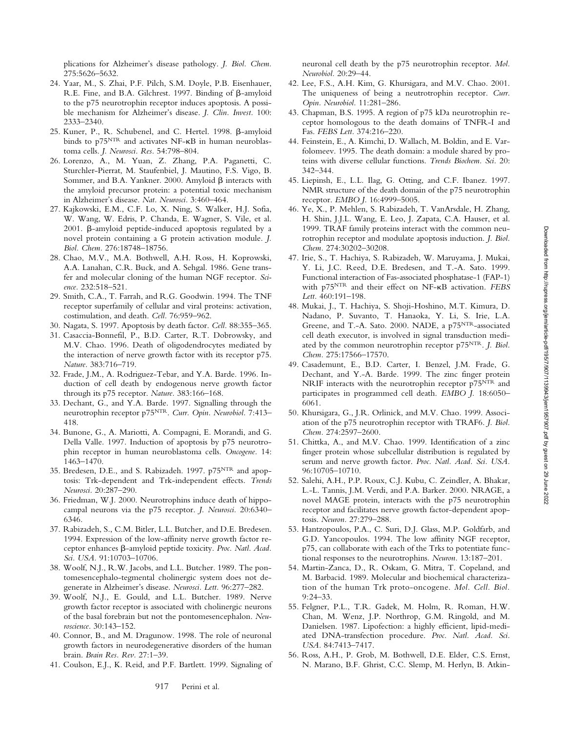plications for Alzheimer's disease pathology. *J. Biol. Chem.* 275:5626–5632.

24. Yaar, M., S. Zhai, P.F. Pilch, S.M. Doyle, P.B. Eisenhauer, R.E. Fine, and B.A. Gilchrest. 1997. Binding of β-amyloid to the p75 neurotrophin receptor induces apoptosis. A possible mechanism for Alzheimer's disease. *J. Clin. Invest.* 100: 2333–2340.
25. Kuner, P., R. Schubenel, and C. Hertel. 1998. β-amyloid binds to p75NTR and activates NF-κB in human neuroblastoma cells. *J. Neurosci. Res.* 54:798–804.
26. Lorenzo, A., M. Yuan, Z. Zhang, P.A. Paganetti, C. Sturchler-Pierrat, M. Staufenbiel, J. Mautino, F.S. Vigo, B. Sommer, and B.A. Yankner. 2000. Amyloid β interacts with the amyloid precursor protein: a potential toxic mechanism in Alzheimer's disease. *Nat. Neurosci.* 3:460–464.
27. Kajkowski, E.M., C.F. Lo, X. Ning, S. Walker, H.J. Sofia, W. Wang, W. Edris, P. Chanda, E. Wagner, S. Vile, et al. 2001. β-amyloid peptide-induced apoptosis regulated by a novel protein containing a G protein activation module. *J. Biol. Chem.* 276:18748–18756.
28. Chao, M.V., M.A. Bothwell, A.H. Ross, H. Koprowski, A.A. Lanahan, C.R. Buck, and A. Sehgal. 1986. Gene transfer and molecular cloning of the human NGF receptor. *Science.* 232:518–521.
29. Smith, C.A., T. Farrah, and R.G. Goodwin. 1994. The TNF receptor superfamily of cellular and viral proteins: activation, costimulation, and death. *Cell.* 76:959–962.
30. Nagata, S. 1997. Apoptosis by death factor. *Cell.* 88:355–365.
31. Casaccia-Bonnefil, P., B.D. Carter, R.T. Dobrowsky, and M.V. Chao. 1996. Death of oligodendrocytes mediated by the interaction of nerve growth factor with its receptor p75. *Nature.* 383:716–719.
32. Frade, J.M., A. Rodriguez-Tebar, and Y.A. Barde. 1996. Induction of cell death by endogenous nerve growth factor through its p75 receptor. *Nature.* 383:166–168.
33. Dechant, G., and Y.A. Barde. 1997. Signalling through the neurotrophin receptor p75NTR. *Curr. Opin. Neurobiol.* 7:413–418.
34. Bunone, G., A. Mariotti, A. Compagni, E. Morandi, and G. Della Valle. 1997. Induction of apoptosis by p75 neurotrophin receptor in human neuroblastoma cells. *Oncogene.* 14: 1463–1470.
35. Bredesen, D.E., and S. Rabizadeh. 1997. p75NTR and apoptosis: Trk-dependent and Trk-independent effects. *Trends Neurosci.* 20:287–290.
36. Friedman, W.J. 2000. Neurotrophins induce death of hippocampal neurons via the p75 receptor. *J. Neurosci.* 20:6340–6346.
37. Rabizadeh, S., C.M. Bitler, L.L. Butcher, and D.E. Bredesen. 1994. Expression of the low-affinity nerve growth factor receptor enhances β-amyloid peptide toxicity. *Proc. Natl. Acad. Sci. USA.* 91:10703–10706.
38. Woolf, N.J., R.W. Jacobs, and L.L. Butcher. 1989. The pontomesencephalo-tegmental cholinergic system does not degenerate in Alzheimer's disease. *Neurosci. Lett.* 96:277–282.
39. Woolf, N.J., E. Gould, and L.L. Butcher. 1989. Nerve growth factor receptor is associated with cholinergic neurons of the basal forebrain but not the pontomesencephalon. *Neuroscience.* 30:143–152.
40. Connor, B., and M. Dragunow. 1998. The role of neuronal growth factors in neurodegenerative disorders of the human brain. *Brain Res. Rev.* 27:1–39.
41. Coulson, E.J., K. Reid, and P.F. Bartlett. 1999. Signaling of neuronal cell death by the p75 neurotrophin receptor. *Mol. Neurobiol.* 20:29–44.
42. Lee, F.S., A.H. Kim, G. Khursigara, and M.V. Chao. 2001. The uniqueness of being a neutrotrophin receptor. *Curr. Opin. Neurobiol.* 11:281–286.
43. Chapman, B.S. 1995. A region of p75 kDa neurotrophin receptor homologous to the death domains of TNFR-I and Fas. *FEBS Lett.* 374:216–220.
44. Feinstein, E., A. Kimchi, D. Wallach, M. Boldin, and E. Varfolomeev. 1995. The death domain: a module shared by proteins with diverse cellular functions. *Trends Biochem. Sci.* 20: 342–344.
45. Liepinsh, E., L.L. Ilag, G. Otting, and C.F. Ibanez. 1997. NMR structure of the death domain of the p75 neurotrophin receptor. *EMBO J.* 16:4999–5005.
46. Ye, X., P. Mehlen, S. Rabizadeh, T. VanArsdale, H. Zhang, H. Shin, J.J.L. Wang, E. Leo, J. Zapata, C.A. Hauser, et al. 1999. TRAF family proteins interact with the common neurotrophin receptor and modulate apoptosis induction. *J. Biol. Chem.* 274:30202–30208.
47. Irie, S., T. Hachiya, S. Rabizadeh, W. Maruyama, J. Mukai, Y. Li, J.C. Reed, D.E. Bredesen, and T.-A. Sato. 1999. Functional interaction of Fas-associated phosphatase-1 (FAP-1) with p75NTR and their effect on NF-κB activation. *FEBS Lett.* 460:191–198.
48. Mukai, J., T. Hachiya, S. Shoji-Hoshino, M.T. Kimura, D. Nadano, P. Suvanto, T. Hanaoka, Y. Li, S. Irie, L.A. Greene, and T.-A. Sato. 2000. NADE, a p75NTR-associated cell death executor, is involved in signal transduction mediated by the common neurotrophin receptor p75NTR. *J. Biol. Chem.* 275:17566–17570.
49. Casademunt, E., B.D. Carter, I. Benzel, J.M. Frade, G. Dechant, and Y.-A. Barde. 1999. The zinc finger protein NRIF interacts with the neurotrophin receptor p75NTR and participates in programmed cell death. *EMBO J.* 18:6050–6061.
50. Khursigara, G., J.R. Orlinick, and M.V. Chao. 1999. Association of the p75 neurotrophin receptor with TRAF6. *J. Biol. Chem.* 274:2597–2600.
51. Chittka, A., and M.V. Chao. 1999. Identification of a zinc finger protein whose subcellular distribution is regulated by serum and nerve growth factor. *Proc. Natl. Acad. Sci. USA.* 96:10705–10710.
52. Salehi, A.H., P.P. Roux, C.J. Kubu, C. Zeindler, A. Bhakar, L.-L. Tannis, J.M. Verdi, and P.A. Barker. 2000. NRAGE, a novel MAGE protein, interacts with the p75 neurotrophin receptor and facilitates nerve growth factor-dependent apoptosis. *Neuron.* 27:279–288.
53. Hantzopoulos, P.A., C. Suri, D.J. Glass, M.P. Goldfarb, and G.D. Yancopoulos. 1994. The low affinity NGF receptor, p75, can collaborate with each of the Trks to potentiate functional responses to the neurotrophins. *Neuron.* 13:187–201.
54. Martin-Zanca, D., R. Oskam, G. Mitra, T. Copeland, and M. Barbacid. 1989. Molecular and biochemical characterization of the human Trk proto-oncogene. *Mol. Cell. Biol.* 9:24–33.
55. Felgner, P.L., T.R. Gadek, M. Holm, R. Roman, H.W. Chan, M. Wenz, J.P. Northrop, G.M. Ringold, and M. Danielsen. 1987. Lipofection: a highly efficient, lipid-mediated DNA-transfection procedure. *Proc. Natl. Acad. Sci. USA.* 84:7413–7417.
56. Ross, A.H., P. Grob, M. Bothwell, D.E. Elder, C.S. Ernst, N. Marano, B.F. Ghrist, C.C. Slemp, M. Herlyn, B. Atkin-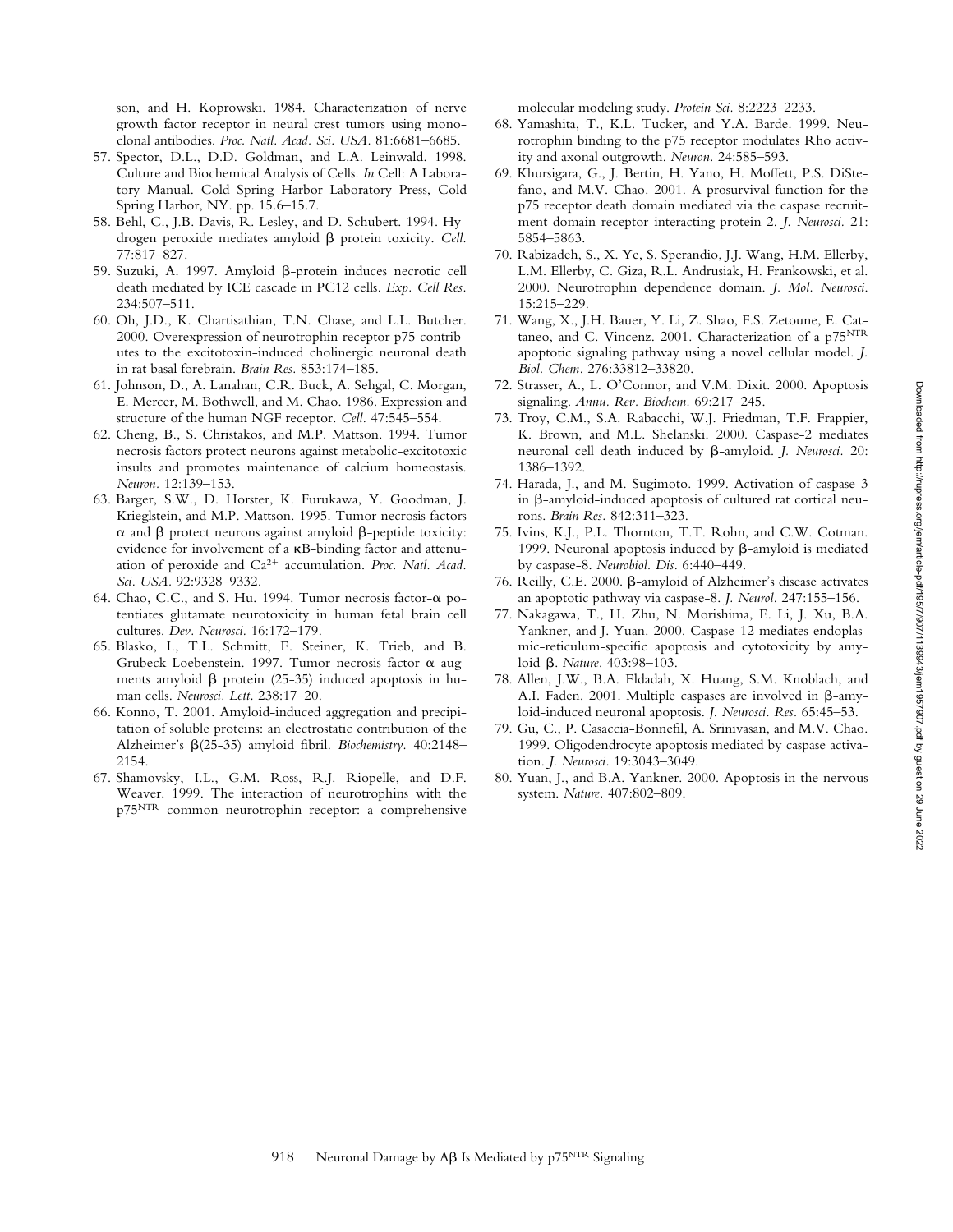son, and H. Koprowski. 1984. Characterization of nerve growth factor receptor in neural crest tumors using monoclonal antibodies. *Proc. Natl. Acad. Sci. USA*. 81:6681–6685.

57. Spector, D.L., D.D. Goldman, and L.A. Leinwald. 1998. Culture and Biochemical Analysis of Cells. *In* Cell: A Laboratory Manual. Cold Spring Harbor Laboratory Press, Cold Spring Harbor, NY. pp. 15.6–15.7.
58. Behl, C., J.B. Davis, R. Lesley, and D. Schubert. 1994. Hydrogen peroxide mediates amyloid β protein toxicity. *Cell*. 77:817–827.
59. Suzuki, A. 1997. Amyloid β-protein induces necrotic cell death mediated by ICE cascade in PC12 cells. *Exp. Cell Res*. 234:507–511.
60. Oh, J.D., K. Chartisathian, T.N. Chase, and L.L. Butcher. 2000. Overexpression of neurotrophin receptor p75 contributes to the excitotoxin-induced cholinergic neuronal death in rat basal forebrain. *Brain Res*. 853:174–185.
61. Johnson, D., A. Lanahan, C.R. Buck, A. Sehgal, C. Morgan, E. Mercer, M. Bothwell, and M. Chao. 1986. Expression and structure of the human NGF receptor. *Cell*. 47:545–554.
62. Cheng, B., S. Christakos, and M.P. Mattson. 1994. Tumor necrosis factors protect neurons against metabolic-excitotoxic insults and promotes maintenance of calcium homeostasis. *Neuron*. 12:139–153.
63. Barger, S.W., D. Horster, K. Furukawa, Y. Goodman, J. Krieglstein, and M.P. Mattson. 1995. Tumor necrosis factors α and β protect neurons against amyloid β-peptide toxicity: evidence for involvement of a κB-binding factor and attenuation of peroxide and $Ca^{2+}$ accumulation. *Proc. Natl. Acad. Sci. USA*. 92:9328–9332.
64. Chao, C.C., and S. Hu. 1994. Tumor necrosis factor-α potentiates glutamate neurotoxicity in human fetal brain cell cultures. *Dev. Neurosci*. 16:172–179.
65. Blasko, I., T.L. Schmitt, E. Steiner, K. Trieb, and B. Grubeck-Loebenstein. 1997. Tumor necrosis factor α augments amyloid β protein (25-35) induced apoptosis in human cells. *Neurosci. Lett*. 238:17–20.
66. Konno, T. 2001. Amyloid-induced aggregation and precipitation of soluble proteins: an electrostatic contribution of the Alzheimer's β(25-35) amyloid fibril. *Biochemistry*. 40:2148–2154.
67. Shamovsky, I.L., G.M. Ross, R.J. Riopelle, and D.F. Weaver. 1999. The interaction of neurotrophins with the $p75^{NTR}$ common neurotrophin receptor: a comprehensive molecular modeling study. *Protein Sci*. 8:2223–2233.
68. Yamashita, T., K.L. Tucker, and Y.A. Barde. 1999. Neurotrophin binding to the p75 receptor modulates Rho activity and axonal outgrowth. *Neuron*. 24:585–593.
69. Khursigara, G., J. Bertin, H. Yano, H. Moffett, P.S. DiStefano, and M.V. Chao. 2001. A prosurvival function for the p75 receptor death domain mediated via the caspase recruitment domain receptor-interacting protein 2. *J. Neurosci*. 21:5854–5863.
70. Rabizadeh, S., X. Ye, S. Sperandio, J.J. Wang, H.M. Ellerby, L.M. Ellerby, C. Giza, R.L. Andrusiak, H. Frankowski, et al. 2000. Neurotrophin dependence domain. *J. Mol. Neurosci*. 15:215–229.
71. Wang, X., J.H. Bauer, Y. Li, Z. Shao, F.S. Zetoune, E. Cattaneo, and C. Vincenz. 2001. Characterization of a $p75^{NTR}$ apoptotic signaling pathway using a novel cellular model. *J. Biol. Chem*. 276:33812–33820.
72. Strasser, A., L. O'Connor, and V.M. Dixit. 2000. Apoptosis signaling. *Annu. Rev. Biochem*. 69:217–245.
73. Troy, C.M., S.A. Rabacchi, W.J. Friedman, T.F. Frappier, K. Brown, and M.L. Shelanski. 2000. Caspase-2 mediates neuronal cell death induced by β-amyloid. *J. Neurosci*. 20:1386–1392.
74. Harada, J., and M. Sugimoto. 1999. Activation of caspase-3 in β-amyloid-induced apoptosis of cultured rat cortical neurons. *Brain Res*. 842:311–323.
75. Ivins, K.J., P.L. Thornton, T.T. Rohn, and C.W. Cotman. 1999. Neuronal apoptosis induced by β-amyloid is mediated by caspase-8. *Neurobiol. Dis*. 6:440–449.
76. Reilly, C.E. 2000. β-amyloid of Alzheimer's disease activates an apoptotic pathway via caspase-8. *J. Neurol*. 247:155–156.
77. Nakagawa, T., H. Zhu, N. Morishima, E. Li, J. Xu, B.A. Yankner, and J. Yuan. 2000. Caspase-12 mediates endoplasmic-reticulum-specific apoptosis and cytotoxicity by amyloid-β. *Nature*. 403:98–103.
78. Allen, J.W., B.A. Eldadah, X. Huang, S.M. Knoblach, and A.I. Faden. 2001. Multiple caspases are involved in β-amyloid-induced neuronal apoptosis. *J. Neurosci. Res*. 65:45–53.
79. Gu, C., P. Casaccia-Bonnefil, A. Srinivasan, and M.V. Chao. 1999. Oligodendrocyte apoptosis mediated by caspase activation. *J. Neurosci*. 19:3043–3049.
80. Yuan, J., and B.A. Yankner. 2000. Apoptosis in the nervous system. *Nature*. 407:802–809.